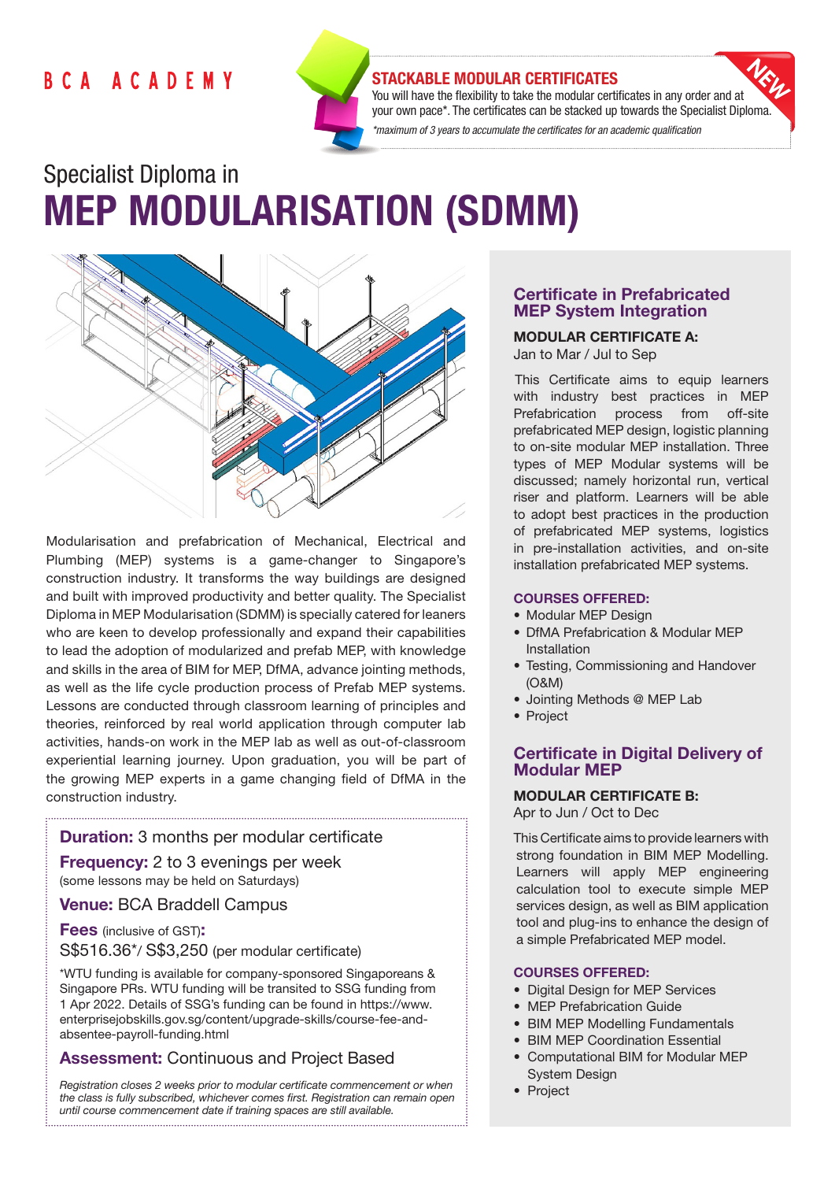BCA ACADEMY

**STACKABLE MODULAR CERTIFICATES**

You will have the flexibility to take the modular certificates in any order and at your own pace*. The certificates can be stacked towards the Specialist Diploma.

*\*maximum of 3 years to accumulate the certificates for an academic qualification*

NEW

# Specialist Diploma in MEP MODULARISATION (SDMM)

Modularisation and prefabrication of Mechanical, Electrical and Plumbing (MEP) systems is a game-changer to Singapore's construction industry. It transforms the way buildings are designed and built with improved productivity and better quality. The Specialist Diploma in MEP Modularisation (SDMM) is specially catered for leaners who are keen to develop professionally and expand their capabilities to lead the adoption of modularized and prefab MEP, with knowledge and skills in the area of BIM for MEP, DfMA, advance jointing methods, as well as the life cycle production process of Prefab MEP systems. Lessons are conducted through classroom learning of principles and theories, reinforced by real world application through computer lab activities, hands-on work in the MEP lab as well as out-of-classroom experiential learning journey. Upon graduation, you will be part of the growing MEP experts in a game changing field of DfMA in the construction industry.

**Duration:** 3 months per modular certificate

**Frequency:** 2 to 3 evenings per week
(some lessons may be held on Saturdays)

**Venue:** BCA Braddell Campus

**Fees** (inclusive of GST)**:**
S$516.36*/ S$3,250 (per modular certificate)

*WTU funding is available for company-sponsored Singaporeans & Singapore PRs. WTU funding will be transited to SSG funding from 1 Apr 2022. Details of SSG's funding can be found in https://www.enterprisejobskills.gov.sg/content/upgrade-skills/course-fee-and-absentee-payroll-funding.html

**Assessment:** Continuous and Project Based

*Registration closes 2 weeks prior to modular certificate commencement or when the class is fully subscribed, whichever comes first. Registration can remain open until course commencement date if training spaces are still available.*

## Certificate in Prefabricated MEP System Integration

**MODULAR CERTIFICATE A:**
Jan to Mar / Jul to Sep

This Certificate aims to equip learners with industry best practices in MEP Prefabrication process from off-site prefabricated MEP design, logistic planning to on-site modular MEP installation. Three types of MEP Modular systems will be discussed; namely horizontal run, vertical riser and platform. Learners will be able to adopt best practices in the production of prefabricated MEP systems, logistics in pre-installation activities, and on-site installation prefabricated MEP systems.

**COURSES OFFERED:**

- Modular MEP Design
- DfMA Prefabrication & Modular MEP Installation
- Testing, Commissioning and Handover (O&M)
- Jointing Methods @ MEP Lab
- Project

## Certificate in Digital Delivery of Modular MEP

**MODULAR CERTIFICATE B:**
Apr to Jun / Oct to Dec

This Certificate aims to provide learners with strong foundation in BIM MEP Modelling. Learners will apply MEP engineering calculation tool to execute simple MEP services design, as well as BIM application tool and plug-ins to enhance the design of a simple Prefabricated MEP model.

**COURSES OFFERED:**

- Digital Design for MEP Services
- MEP Prefabrication Guide
- BIM MEP Modelling Fundamentals
- BIM MEP Coordination Essential
- Computational BIM for Modular MEP System Design
- Project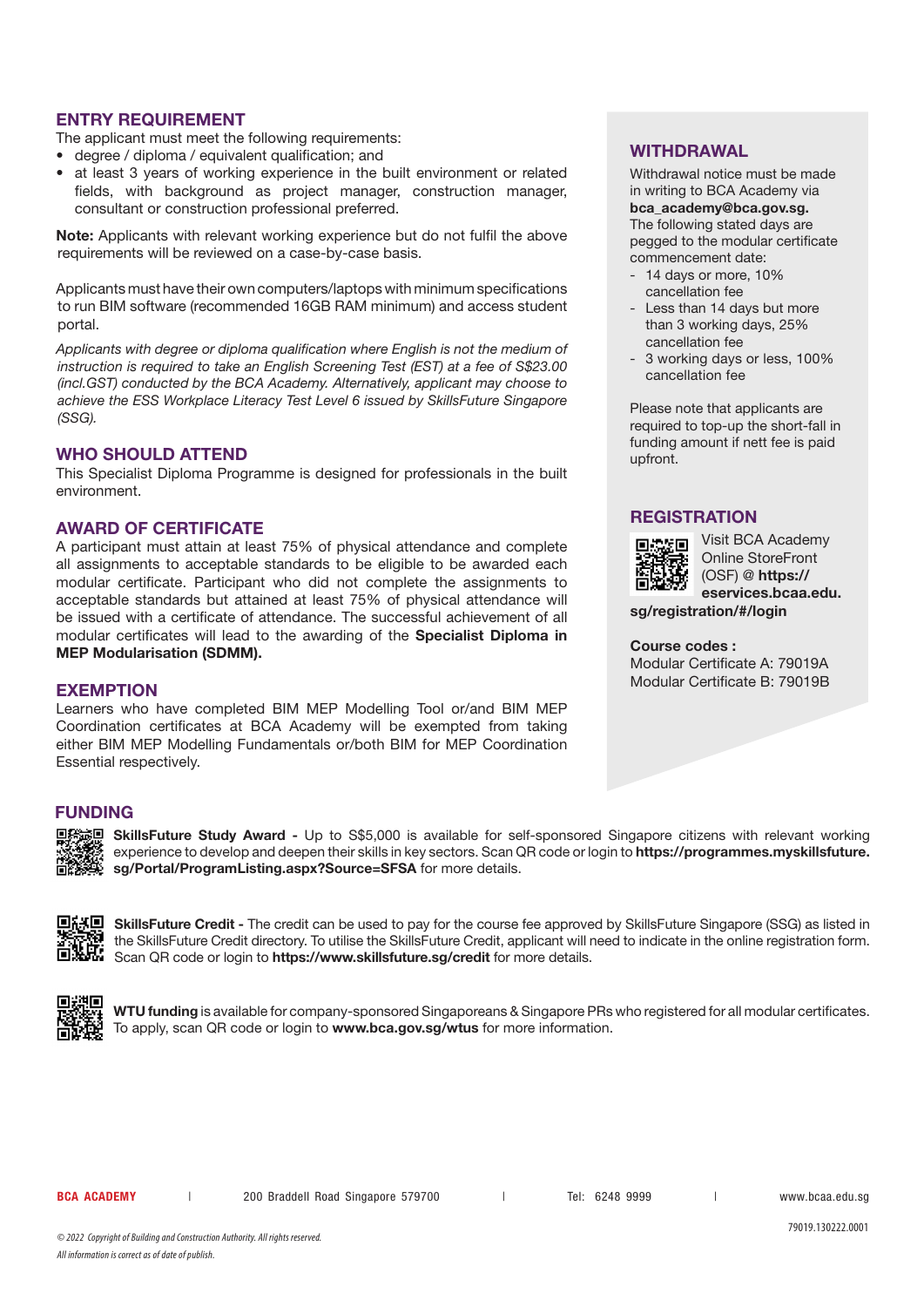## ENTRY REQUIREMENT

The applicant must meet the following requirements:

- degree / diploma / equivalent qualification; and
- at least 3 years of working experience in the built environment or related fields, with background as project manager, construction manager, consultant or construction professional preferred.

**Note:** Applicants with relevant working experience but do not fulfil the above requirements will be reviewed on a case-by-case basis.

Applicants must have their own computers/laptops with minimum specifications to run BIM software (recommended 16GB RAM minimum) and access student portal.

*Applicants with degree or diploma qualification where English is not the medium of instruction is required to take an English Screening Test (EST) at a fee of S$23.00 (incl.GST) conducted by the BCA Academy. Alternatively, applicant may choose to achieve the ESS Workplace Literacy Test Level 6 issued by SkillsFuture Singapore (SSG).*

## WHO SHOULD ATTEND

This Specialist Diploma Programme is designed for professionals in the built environment.

## AWARD OF CERTIFICATE

A participant must attain at least 75% of physical attendance and complete all assignments to acceptable standards to be eligible to be awarded each modular certificate. Participant who did not complete the assignments to acceptable standards but attained at least 75% of physical attendance will be issued with a certificate of attendance. The successful achievement of all modular certificates will lead to the awarding of the **Specialist Diploma in MEP Modularisation (SDMM).**

## EXEMPTION

Learners who have completed BIM MEP Modelling Tool or/and BIM MEP Coordination certificates at BCA Academy will be exempted from taking either BIM MEP Modelling Fundamentals or/both BIM for MEP Coordination Essential respectively.

## WITHDRAWAL

Withdrawal notice must be made in writing to BCA Academy via **bca_academy@bca.gov.sg.** The following stated days are pegged to the modular certificate commencement date:

- 14 days or more, 10% cancellation fee
- Less than 14 days but more than 3 working days, 25% cancellation fee
- 3 working days or less, 100% cancellation fee

Please note that applicants are required to top-up the short-fall in funding amount if nett fee is paid upfront.

## REGISTRATION

Visit BCA Academy Online StoreFront (OSF) @ **https://eservices.bcaa.edu.sg/registration/#/login**

**Course codes :**
Modular Certificate A: 79019A
Modular Certificate B: 79019B

## FUNDING

**SkillsFuture Study Award -** Up to S$5,000 is available for self-sponsored Singapore citizens with relevant working experience to develop and deepen their skills in key sectors. Scan QR code or login to **https://programmes.myskillsfuture.sg/Portal/ProgramListing.aspx?Source=SFSA** for more details.

**SkillsFuture Credit -** The credit can be used to pay for the course fee approved by SkillsFuture Singapore (SSG) as listed in the SkillsFuture Credit directory. To utilise the SkillsFuture Credit, applicant will need to indicate in the online registration form. Scan QR code or login to **https://www.skillsfuture.sg/credit** for more details.

**WTU funding** is available for company-sponsored Singaporeans & Singapore PRs who registered for all modular certificates. To apply, scan QR code or login to **www.bca.gov.sg/wtus** for more information.

**BCA ACADEMY** | 200 Braddell Road Singapore 579700 | Tel: 6248 9999 | www.bcaa.edu.sg

79019.130222.0001

*© 2022 Copyright of Building and Construction Authority. All rights reserved.*
*All information is correct as of date of publish.*